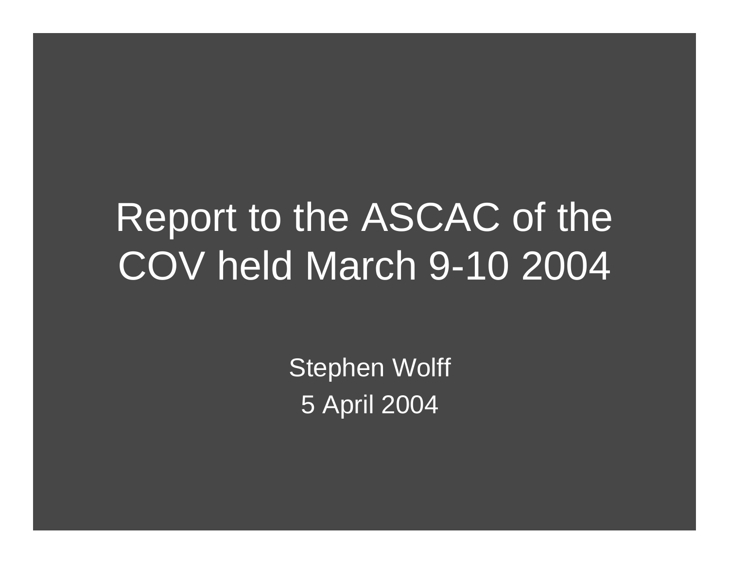# Report to the ASCAC of the COV held March 9-10 2004

Stephen Wolff

5 April 2004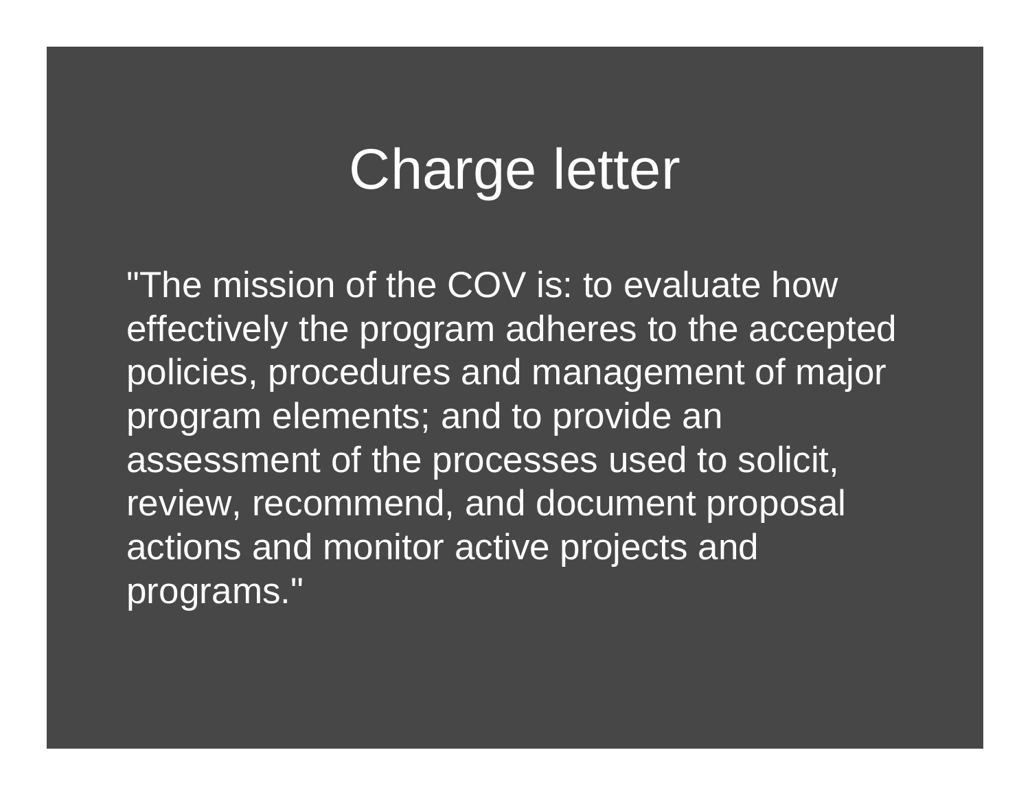# Charge letter

"The mission of the COV is: to evaluate how effectively the program adheres to the accepted policies, procedures and management of major program elements; and to provide an assessment of the processes used to solicit, review, recommend, and document proposal actions and monitor active projects and programs."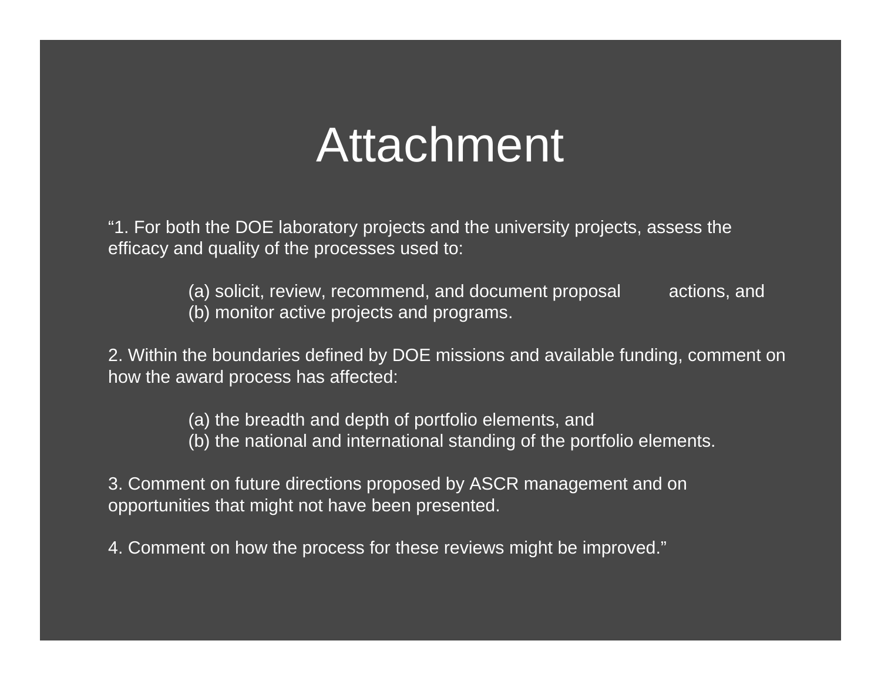# Attachment

"1. For both the DOE laboratory projects and the university projects, assess the efficacy and quality of the processes used to:

> (a) solicit, review, recommend, and document proposal actions, and
> (b) monitor active projects and programs.

2. Within the boundaries defined by DOE missions and available funding, comment on how the award process has affected:

> (a) the breadth and depth of portfolio elements, and
> (b) the national and international standing of the portfolio elements.

3. Comment on future directions proposed by ASCR management and on opportunities that might not have been presented.

4. Comment on how the process for these reviews might be improved."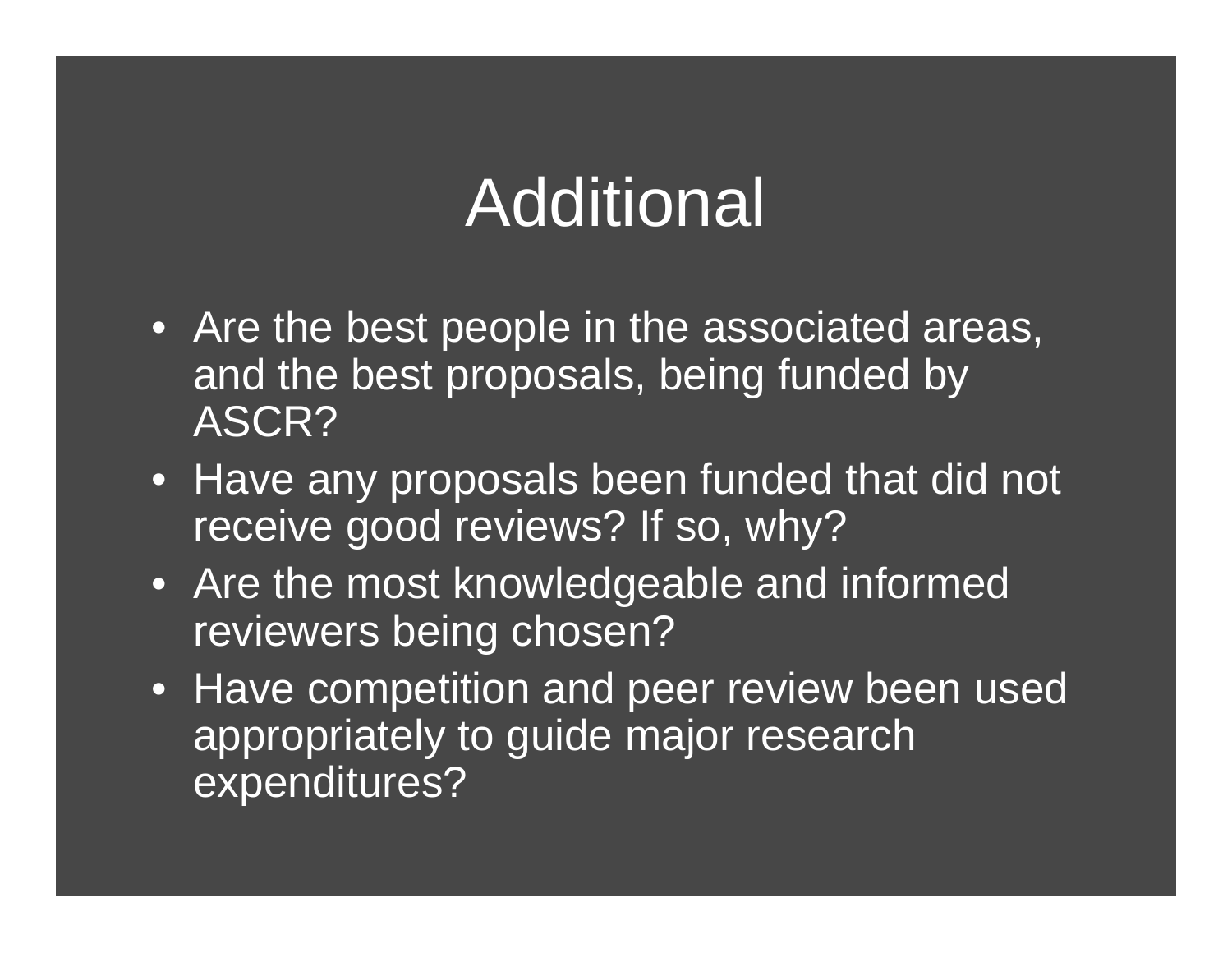# Additional

- Are the best people in the associated areas, and the best proposals, being funded by ASCR?
- Have any proposals been funded that did not receive good reviews? If so, why?
- Are the most knowledgeable and informed reviewers being chosen?
- Have competition and peer review been used appropriately to guide major research expenditures?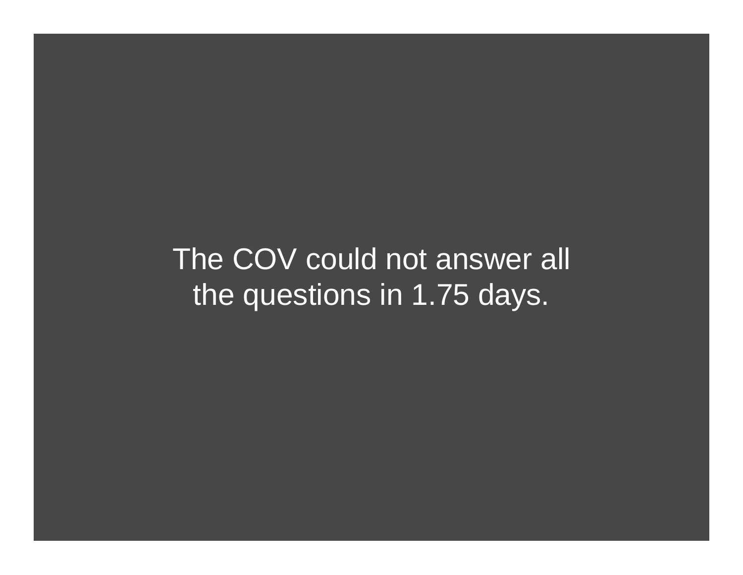The COV could not answer all the questions in 1.75 days.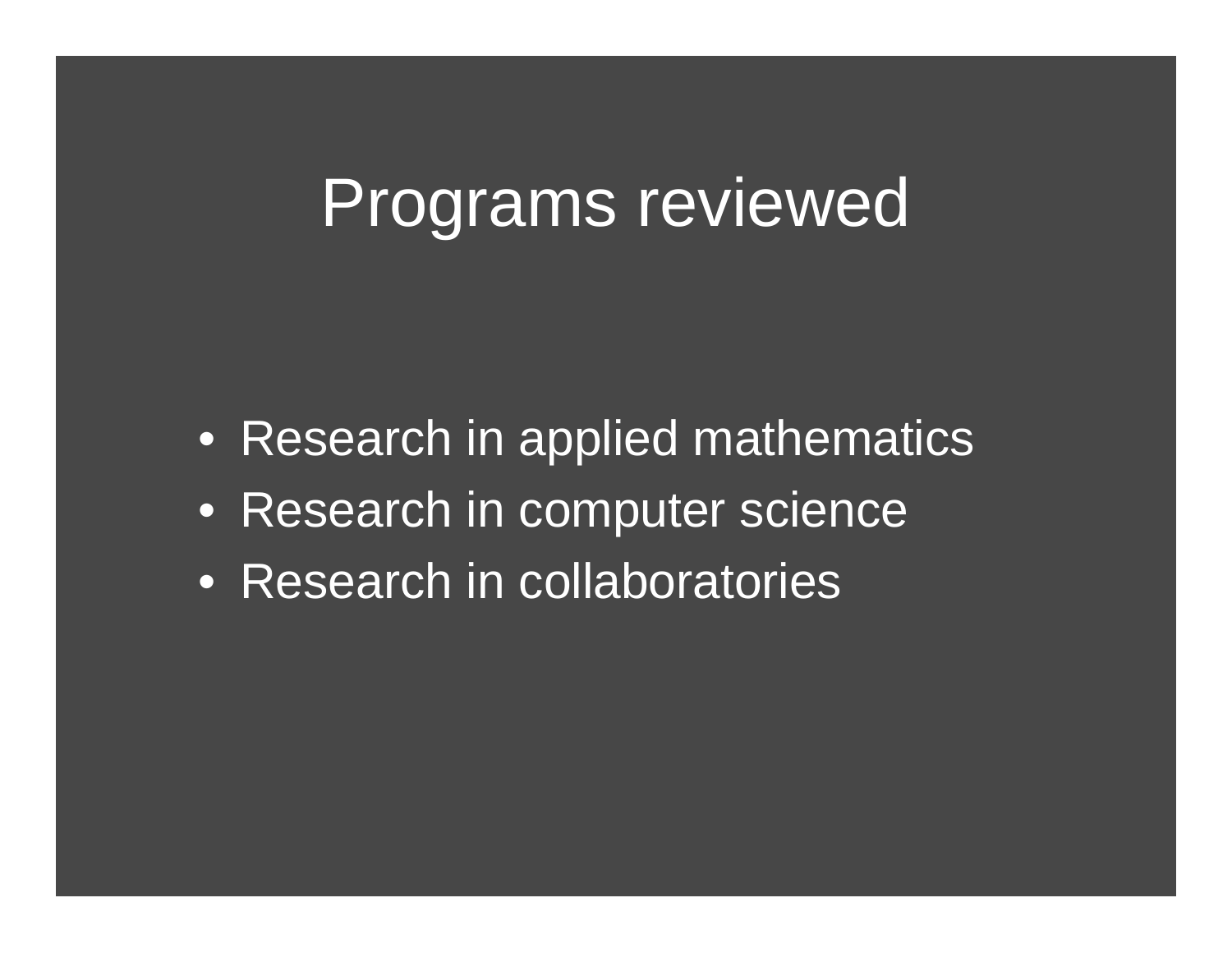# Programs reviewed

- Research in applied mathematics
- Research in computer science
- Research in collaboratories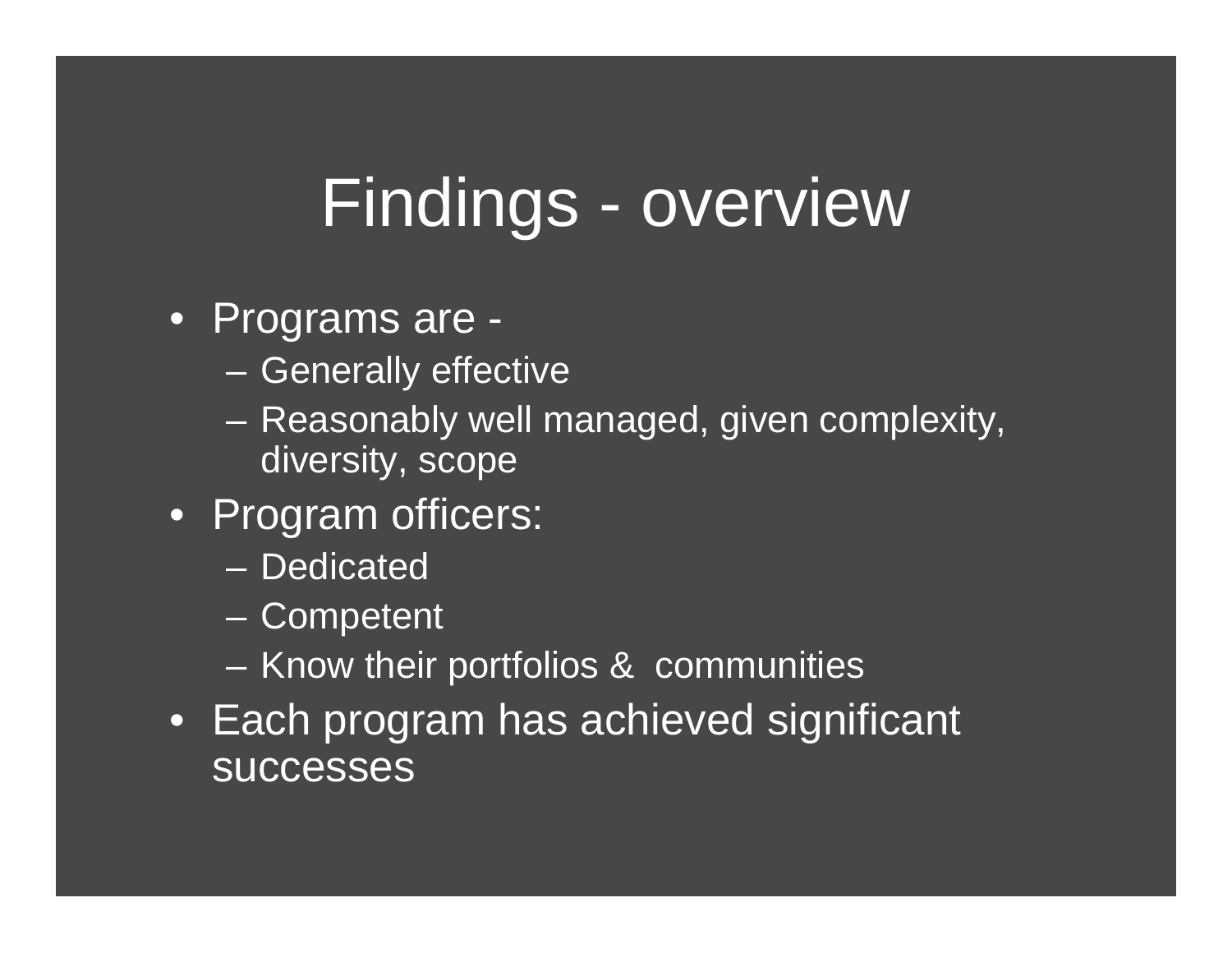# Findings - overview

- Programs are -
  - Generally effective
  - Reasonably well managed, given complexity, diversity, scope
- Program officers:
  - Dedicated
  - Competent
  - Know their portfolios & communities
- Each program has achieved significant successes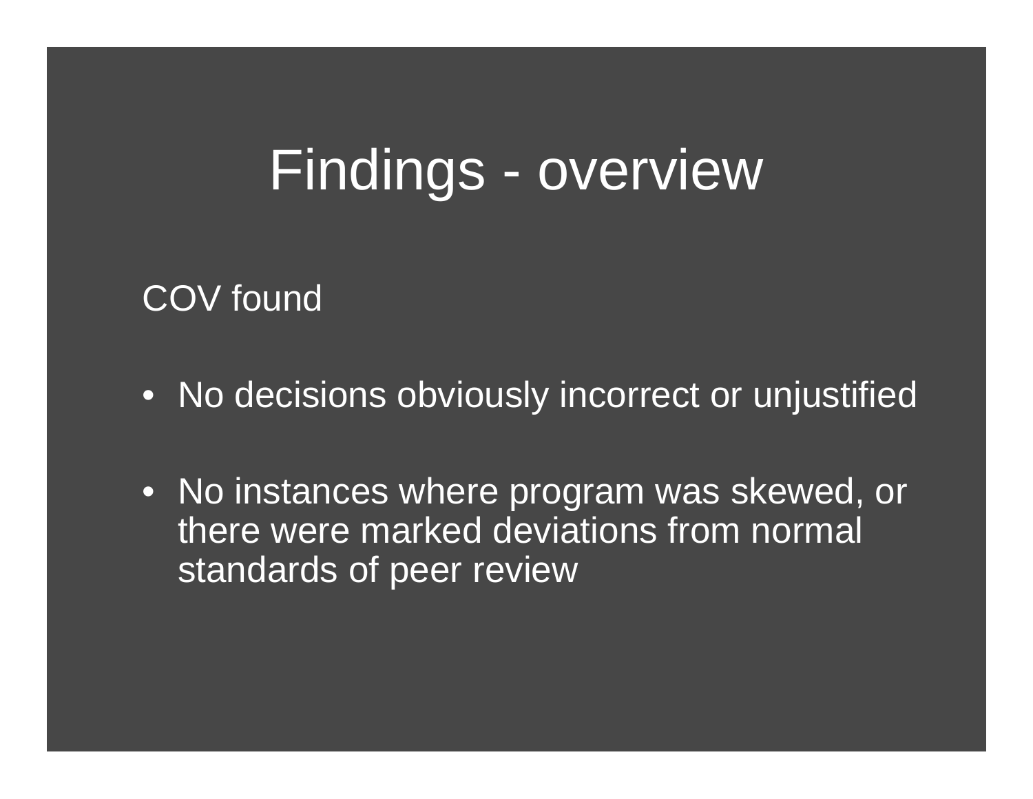# Findings - overview

COV found

- No decisions obviously incorrect or unjustified
- No instances where program was skewed, or there were marked deviations from normal standards of peer review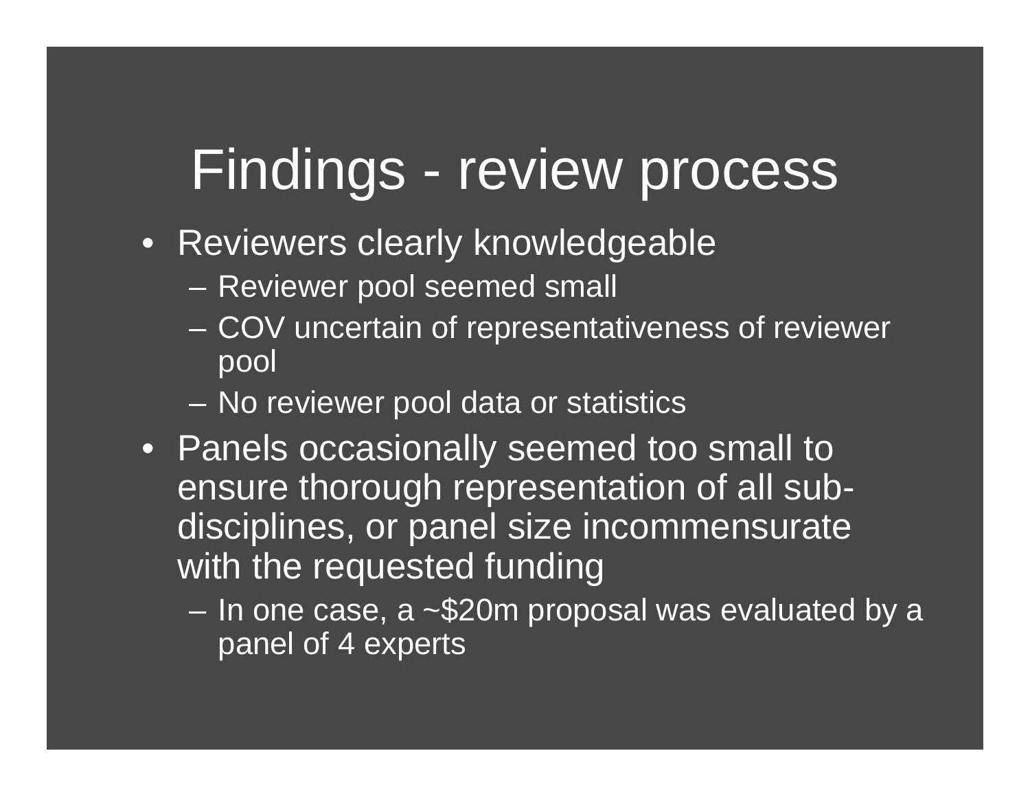# Findings - review process

- Reviewers clearly knowledgeable
  - Reviewer pool seemed small
  - COV uncertain of representativeness of reviewer pool
  - No reviewer pool data or statistics
- Panels occasionally seemed too small to ensure thorough representation of all sub-disciplines, or panel size incommensurate with the requested funding
  - In one case, a ~$20m proposal was evaluated by a panel of 4 experts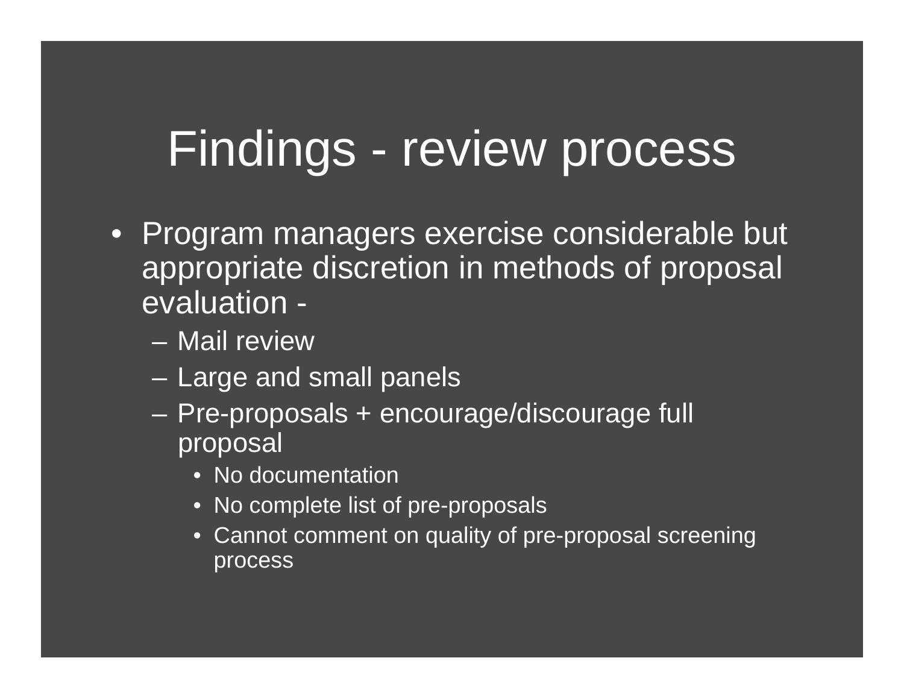# Findings - review process

- Program managers exercise considerable but appropriate discretion in methods of proposal evaluation -
  - Mail review
  - Large and small panels
  - Pre-proposals + encourage/discourage full proposal
    - No documentation
    - No complete list of pre-proposals
    - Cannot comment on quality of pre-proposal screening process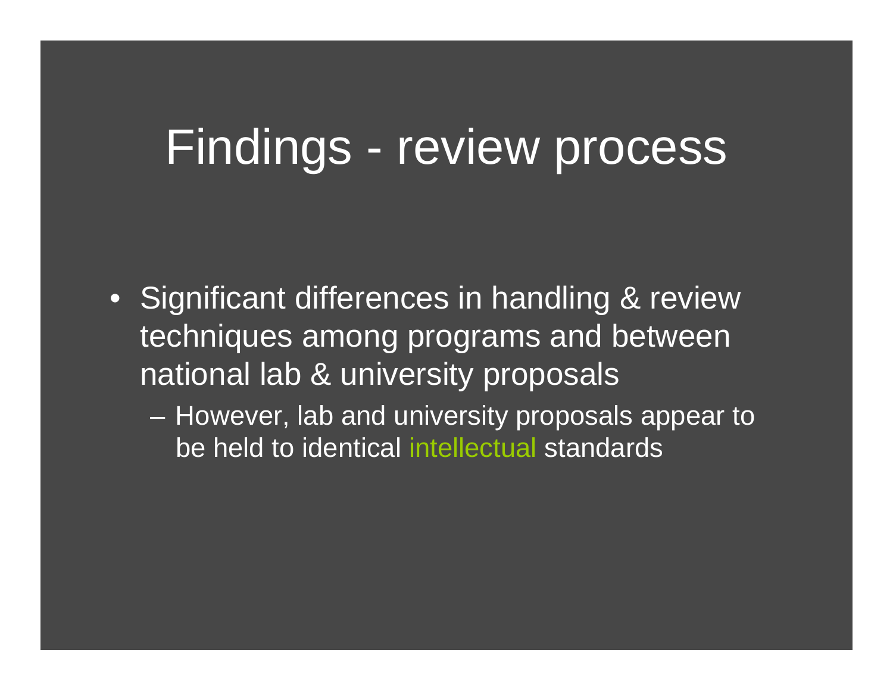# Findings - review process

- Significant differences in handling & review techniques among programs and between national lab & university proposals
  - However, lab and university proposals appear to be held to identical intellectual standards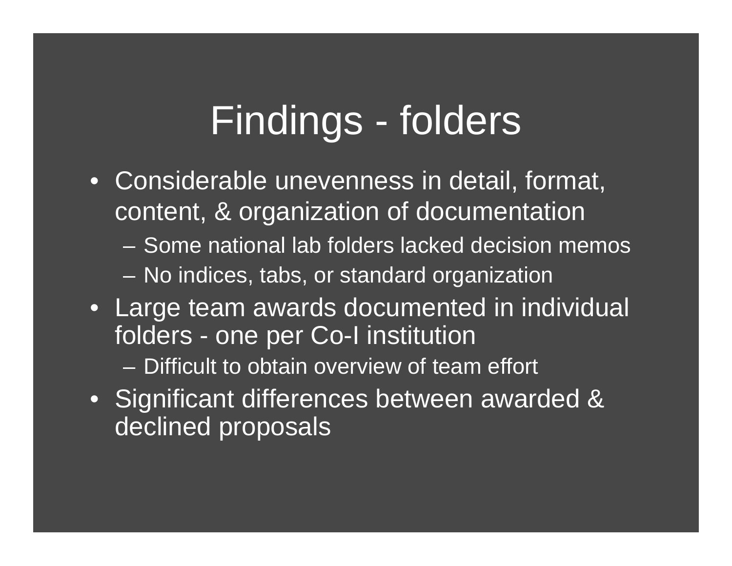# Findings - folders

- Considerable unevenness in detail, format, content, & organization of documentation
  - Some national lab folders lacked decision memos
  - No indices, tabs, or standard organization
- Large team awards documented in individual folders - one per Co-I institution
  - Difficult to obtain overview of team effort
- Significant differences between awarded & declined proposals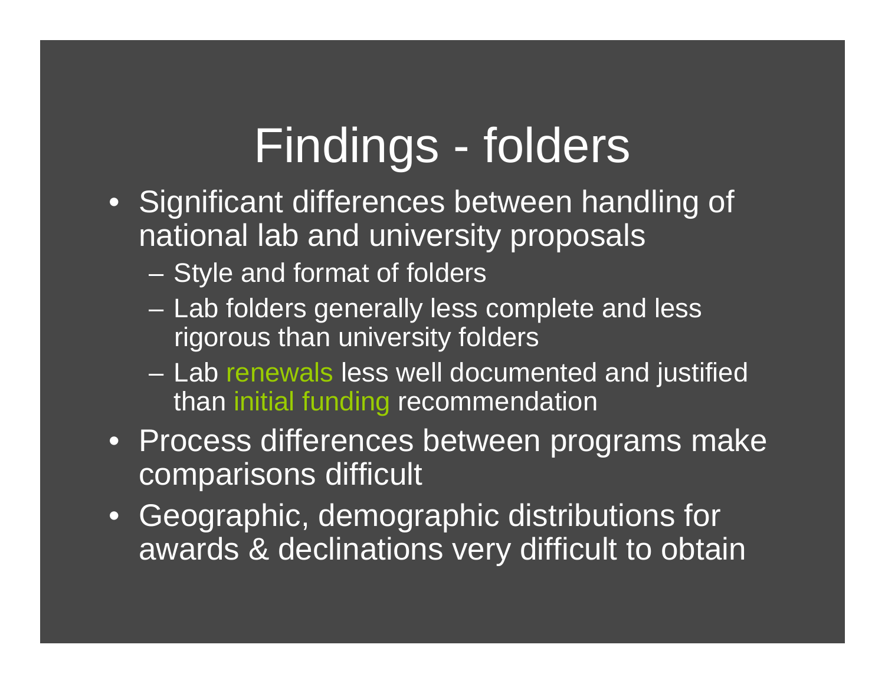# Findings - folders

- Significant differences between handling of national lab and university proposals
  - Style and format of folders
  - Lab folders generally less complete and less rigorous than university folders
  - Lab renewals less well documented and justified than initial funding recommendation
- Process differences between programs make comparisons difficult
- Geographic, demographic distributions for awards & declinations very difficult to obtain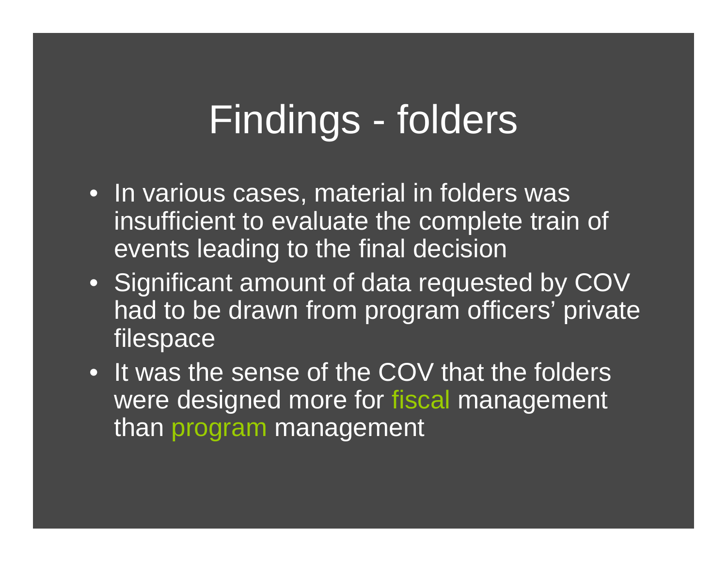# Findings - folders

- In various cases, material in folders was insufficient to evaluate the complete train of events leading to the final decision
- Significant amount of data requested by COV had to be drawn from program officers' private filespace
- It was the sense of the COV that the folders were designed more for fiscal management than program management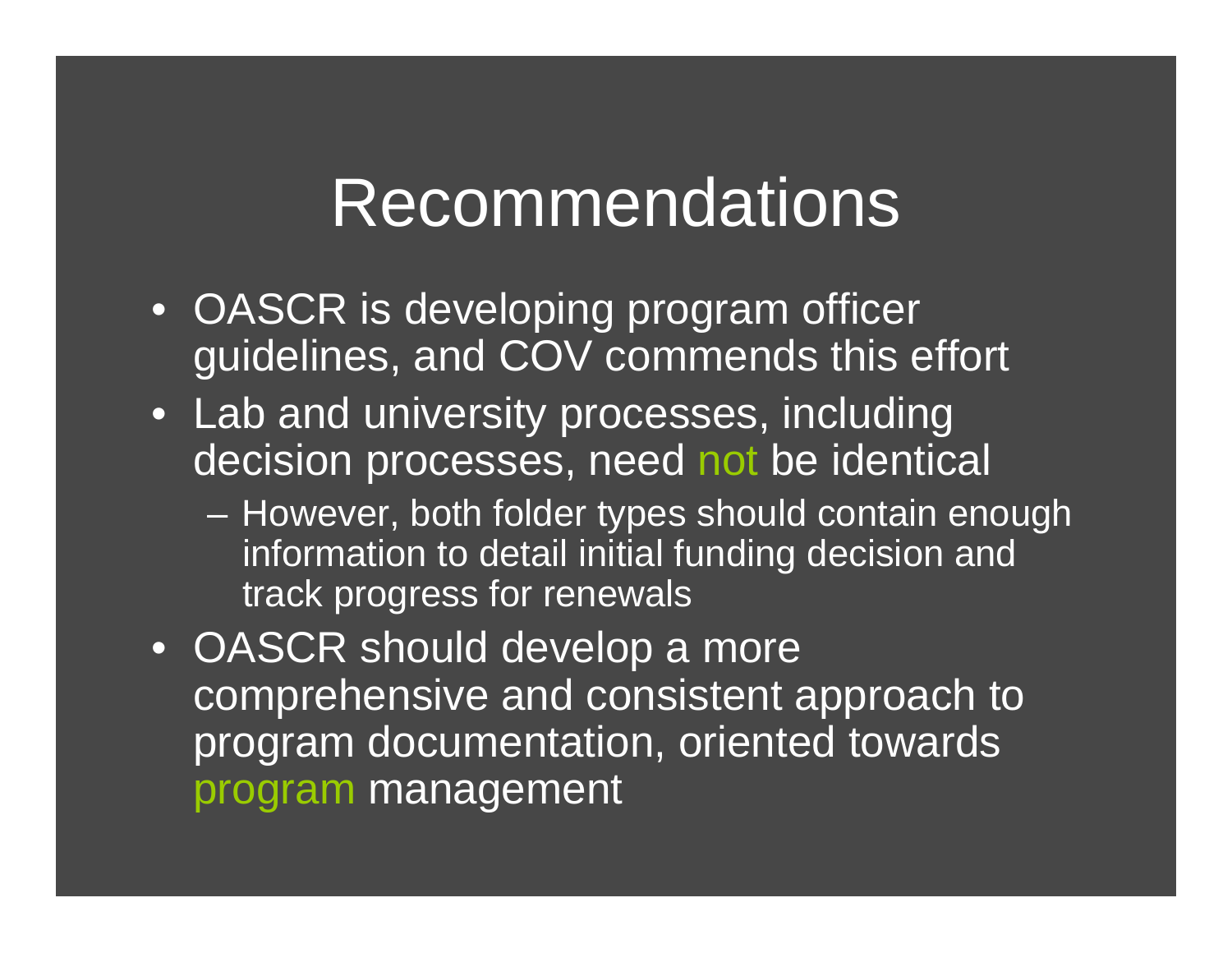# Recommendations

- OASCR is developing program officer guidelines, and COV commends this effort
- Lab and university processes, including decision processes, need not be identical
  - However, both folder types should contain enough information to detail initial funding decision and track progress for renewals
- OASCR should develop a more comprehensive and consistent approach to program documentation, oriented towards program management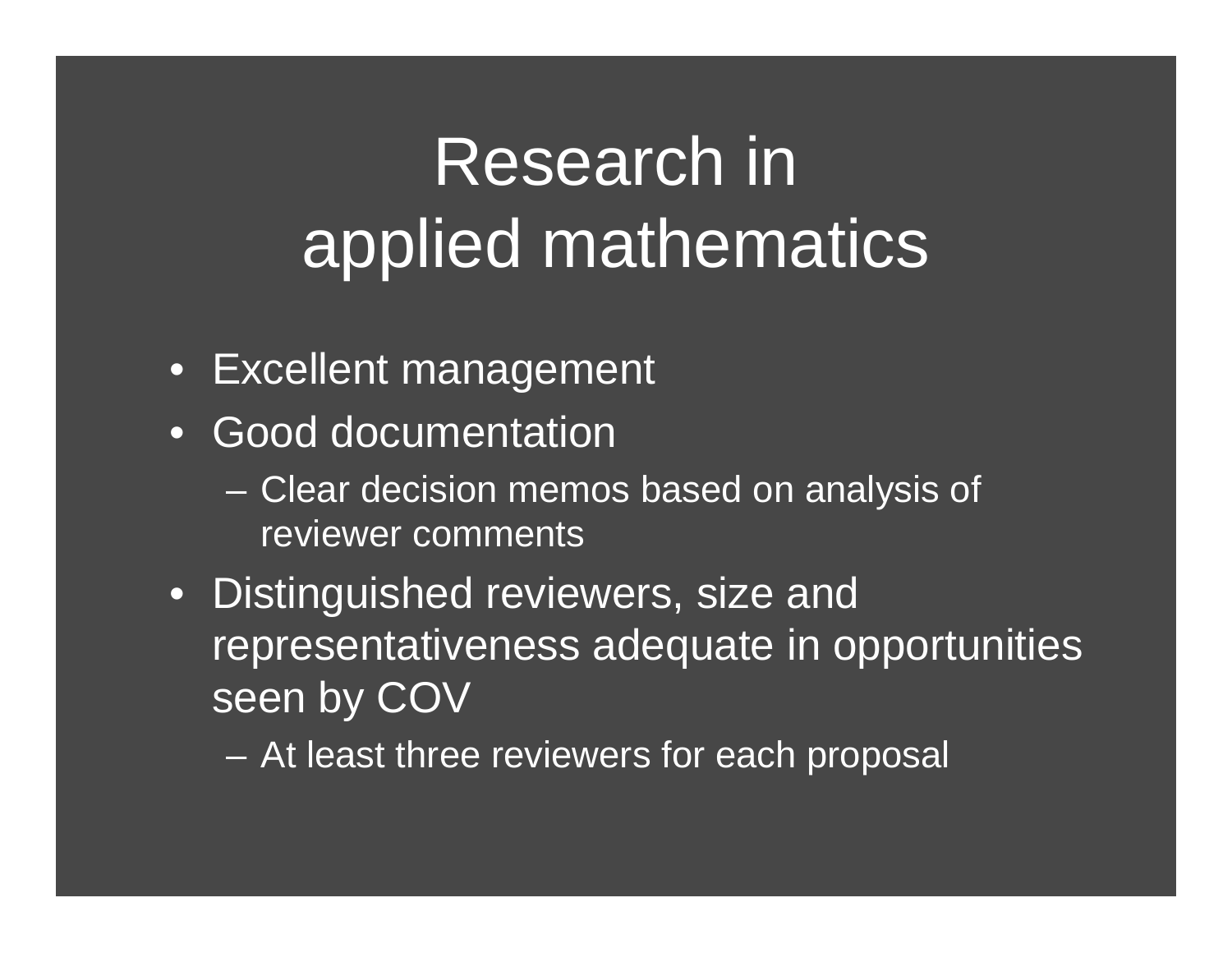# Research in applied mathematics

- Excellent management
- Good documentation
  - Clear decision memos based on analysis of reviewer comments
- Distinguished reviewers, size and representativeness adequate in opportunities seen by COV
  - At least three reviewers for each proposal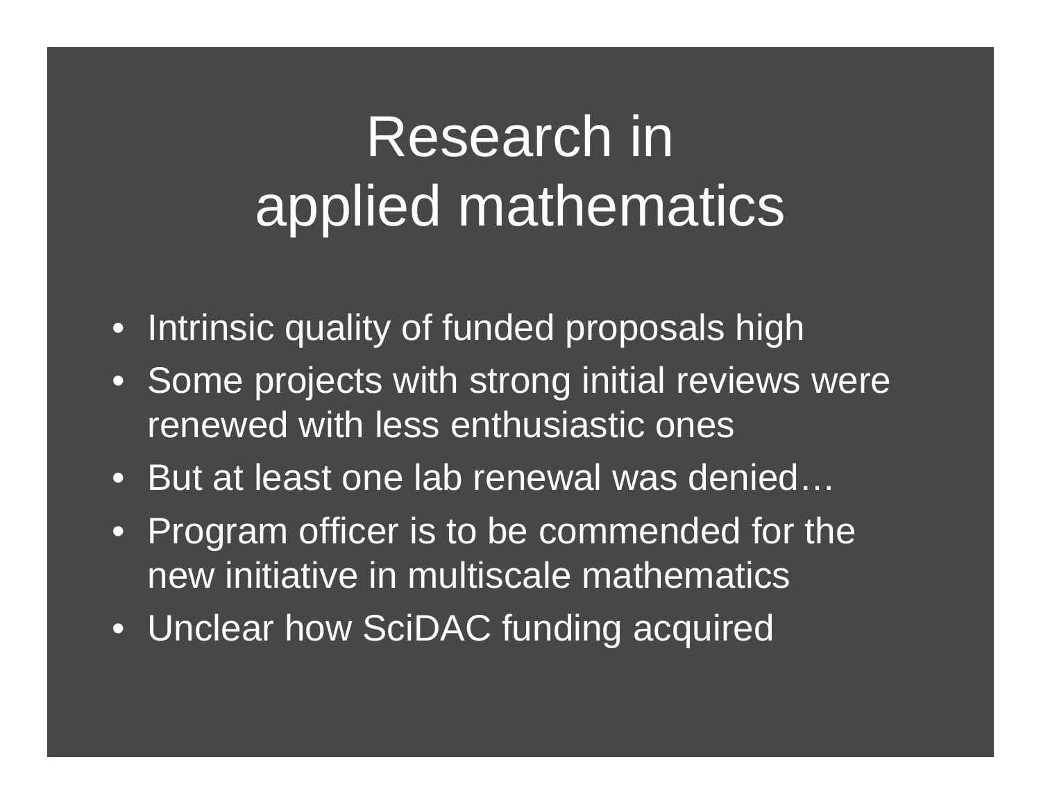# Research in applied mathematics

- Intrinsic quality of funded proposals high
- Some projects with strong initial reviews were renewed with less enthusiastic ones
- But at least one lab renewal was denied…
- Program officer is to be commended for the new initiative in multiscale mathematics
- Unclear how SciDAC funding acquired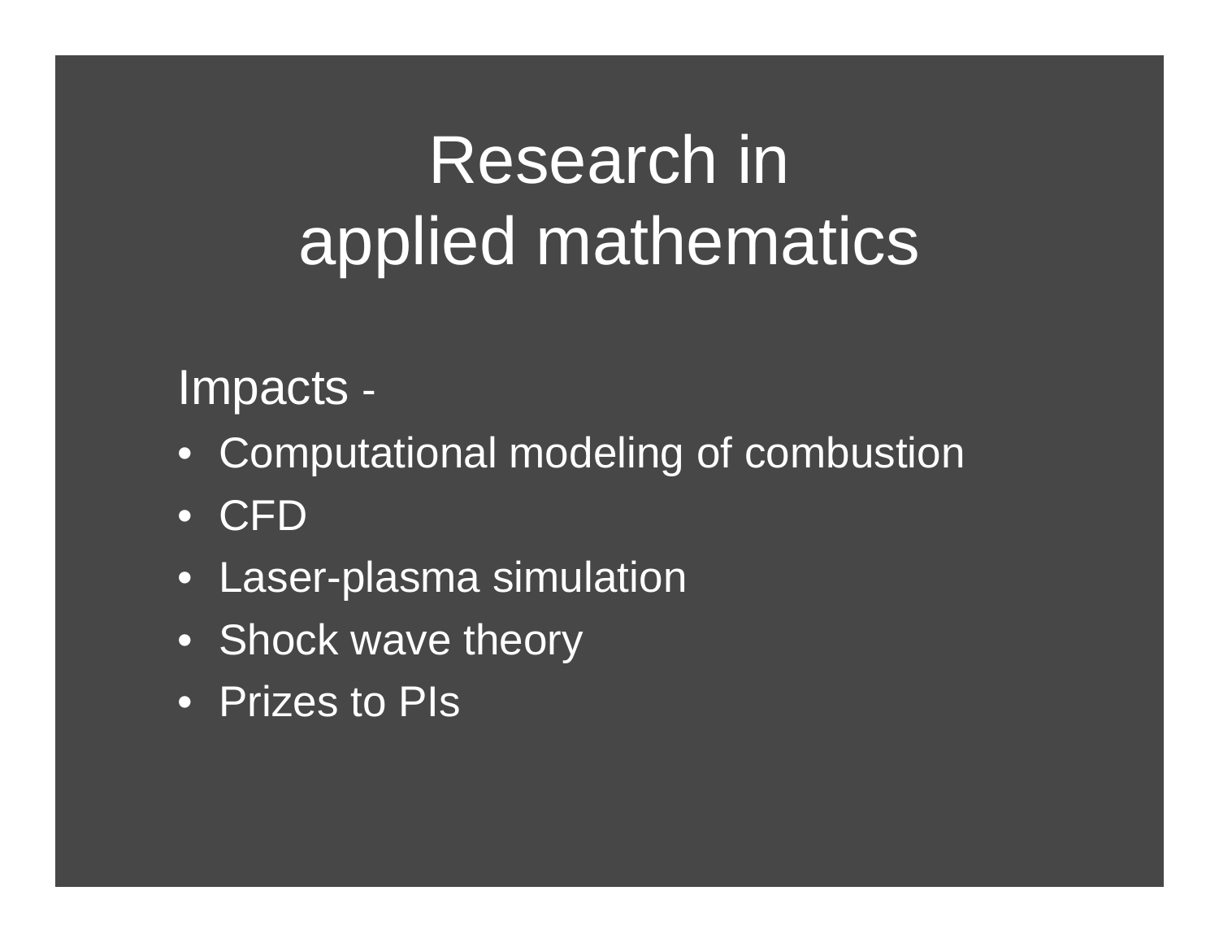# Research in applied mathematics

Impacts -

- Computational modeling of combustion
- CFD
- Laser-plasma simulation
- Shock wave theory
- Prizes to PIs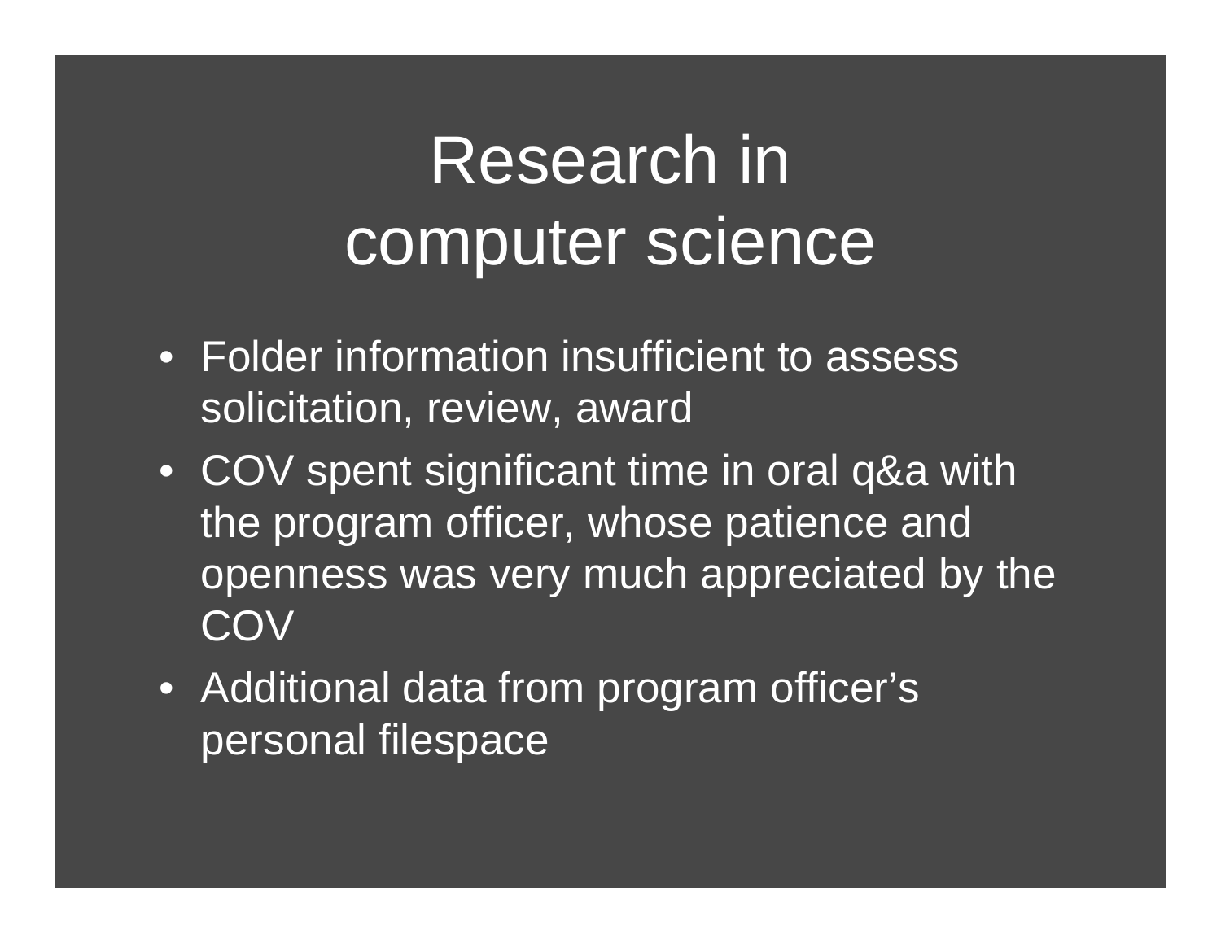# Research in computer science

- Folder information insufficient to assess solicitation, review, award
- COV spent significant time in oral q&a with the program officer, whose patience and openness was very much appreciated by the COV
- Additional data from program officer's personal filespace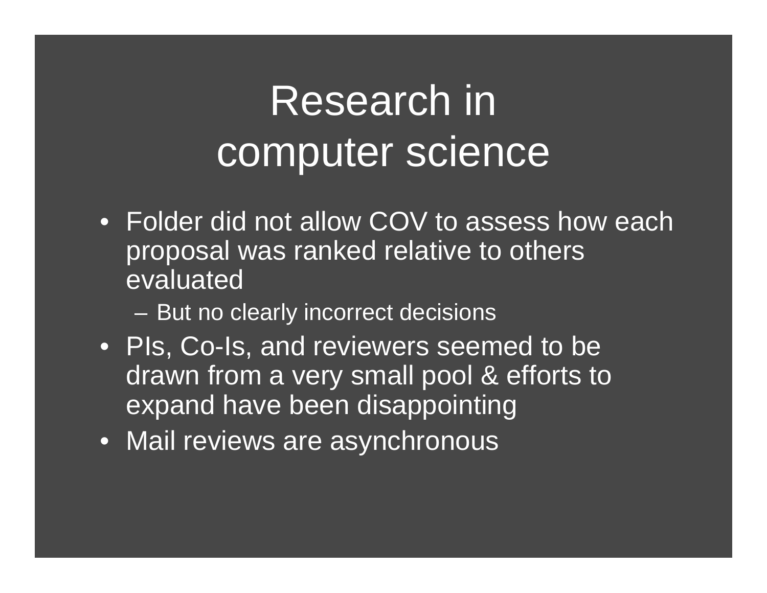# Research in computer science

- Folder did not allow COV to assess how each proposal was ranked relative to others evaluated
  - But no clearly incorrect decisions
- PIs, Co-Is, and reviewers seemed to be drawn from a very small pool & efforts to expand have been disappointing
- Mail reviews are asynchronous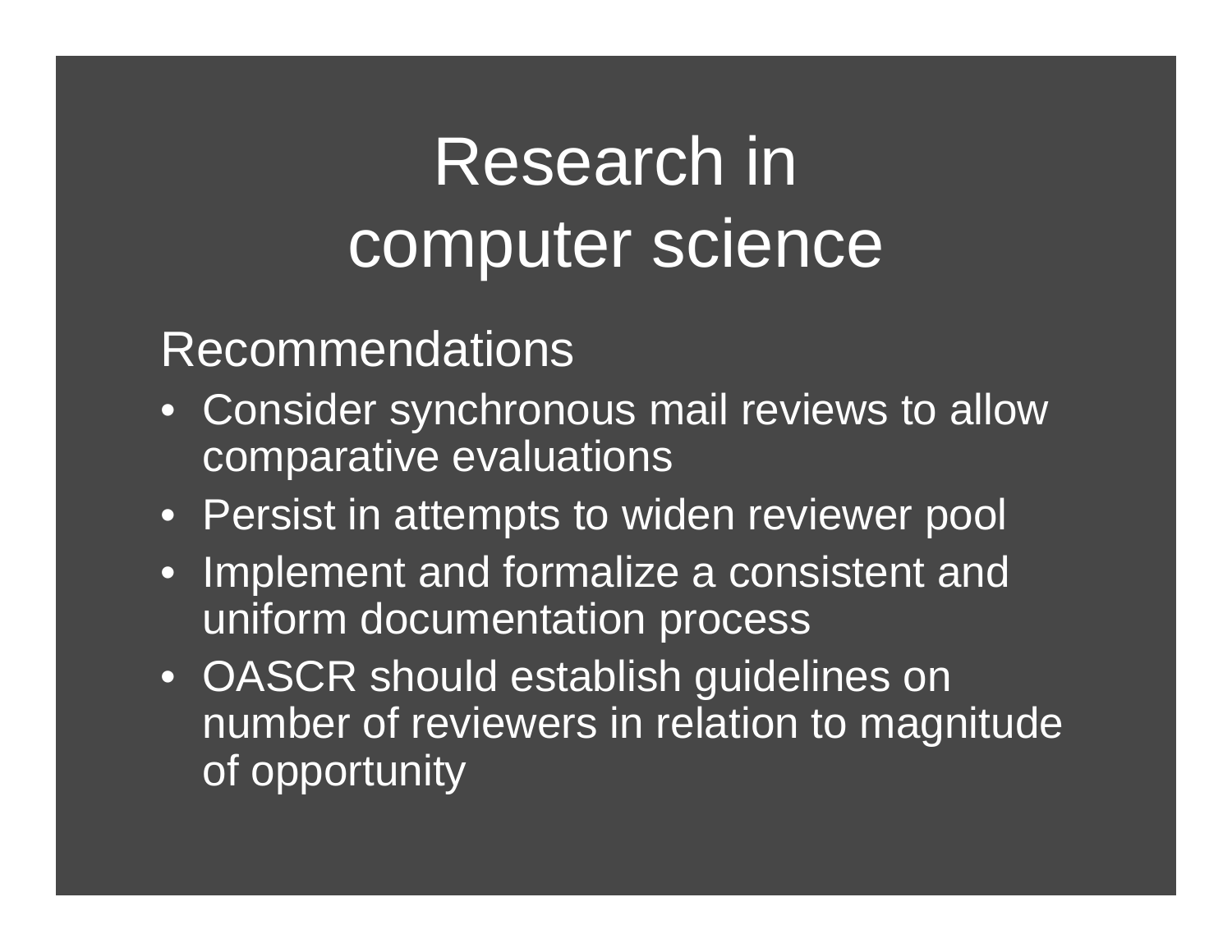# Research in computer science

## Recommendations

- Consider synchronous mail reviews to allow comparative evaluations
- Persist in attempts to widen reviewer pool
- Implement and formalize a consistent and uniform documentation process
- OASCR should establish guidelines on number of reviewers in relation to magnitude of opportunity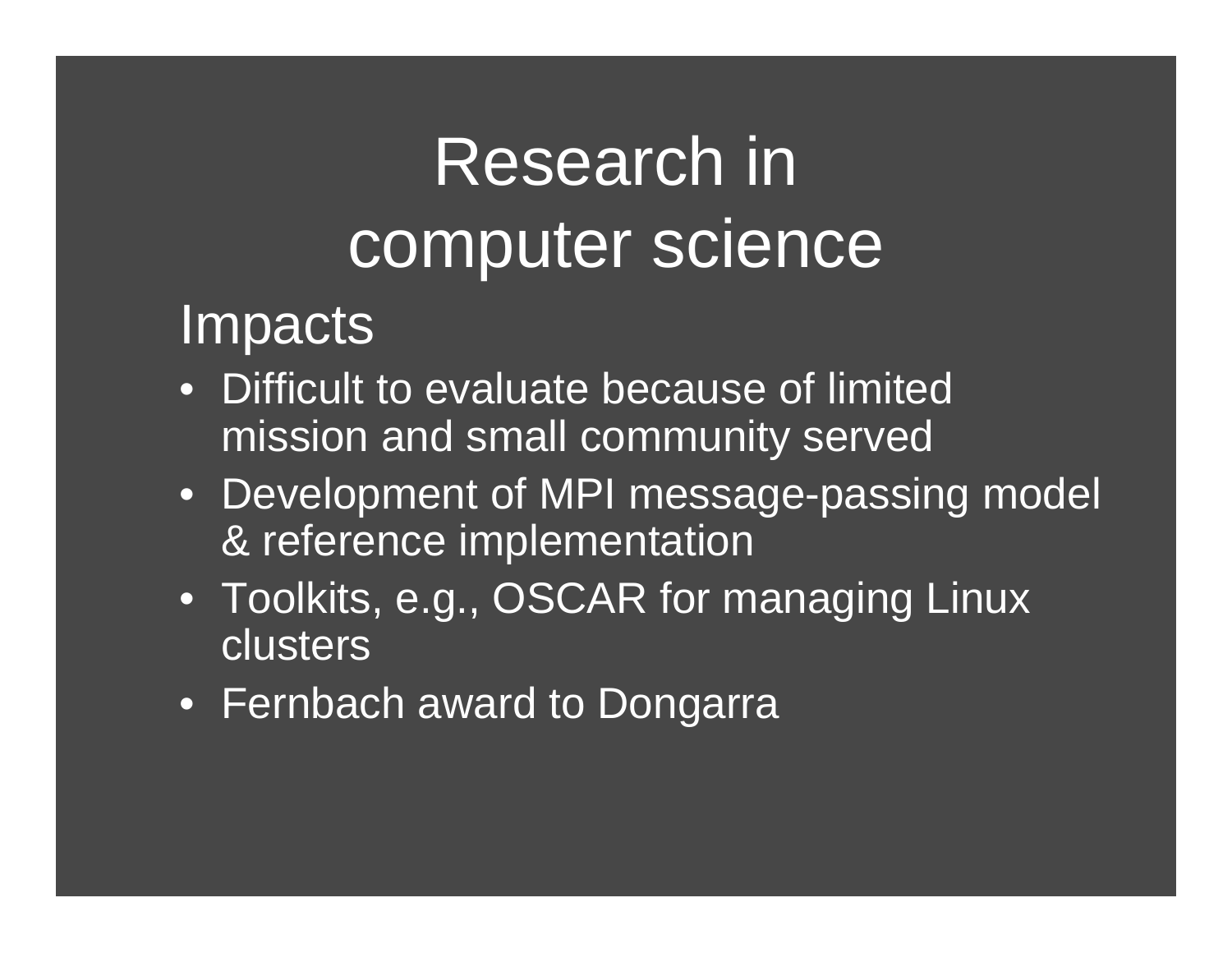# Research in computer science

## Impacts

- Difficult to evaluate because of limited mission and small community served
- Development of MPI message-passing model & reference implementation
- Toolkits, e.g., OSCAR for managing Linux clusters
- Fernbach award to Dongarra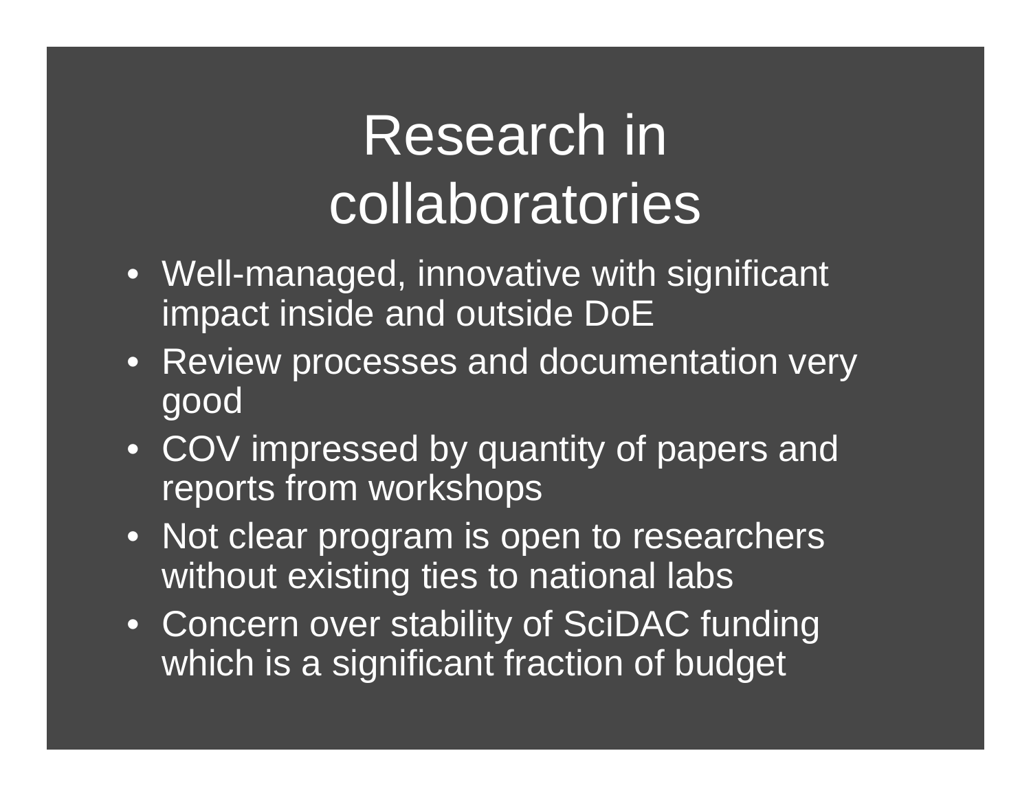# Research in collaboratories

- Well-managed, innovative with significant impact inside and outside DoE
- Review processes and documentation very good
- COV impressed by quantity of papers and reports from workshops
- Not clear program is open to researchers without existing ties to national labs
- Concern over stability of SciDAC funding which is a significant fraction of budget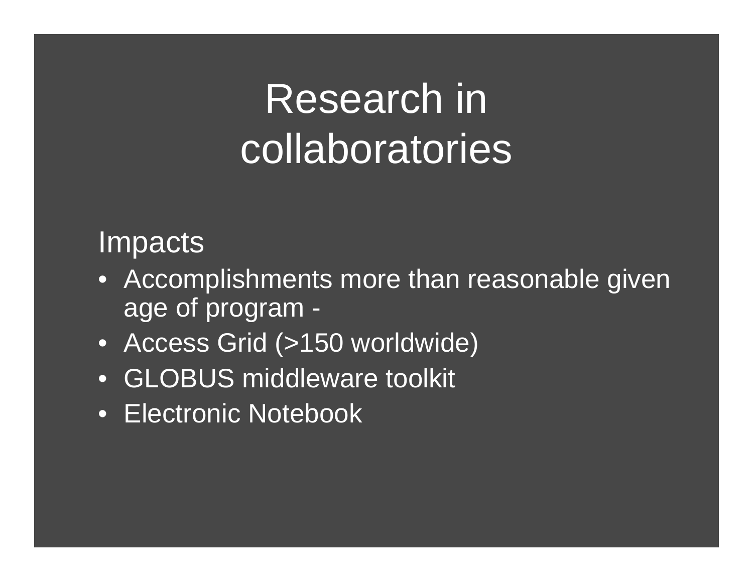# Research in collaboratories

Impacts

- Accomplishments more than reasonable given age of program -
- Access Grid (>150 worldwide)
- GLOBUS middleware toolkit
- Electronic Notebook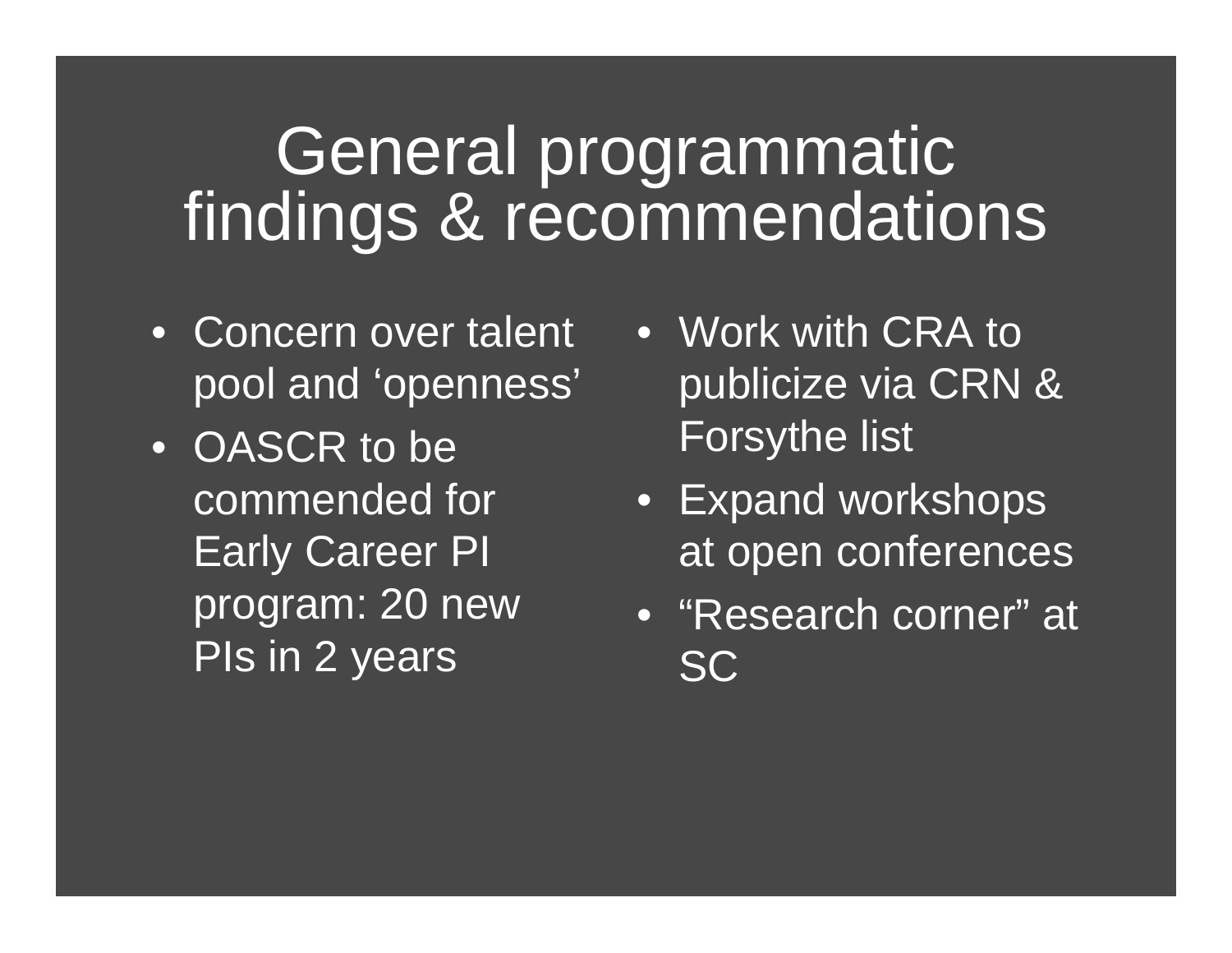# General programmatic findings & recommendations

- Concern over talent pool and ‘openness’
- OASCR to be commended for Early Career PI program: 20 new PIs in 2 years

- Work with CRA to publicize via CRN & Forsythe list
- Expand workshops at open conferences
- “Research corner” at SC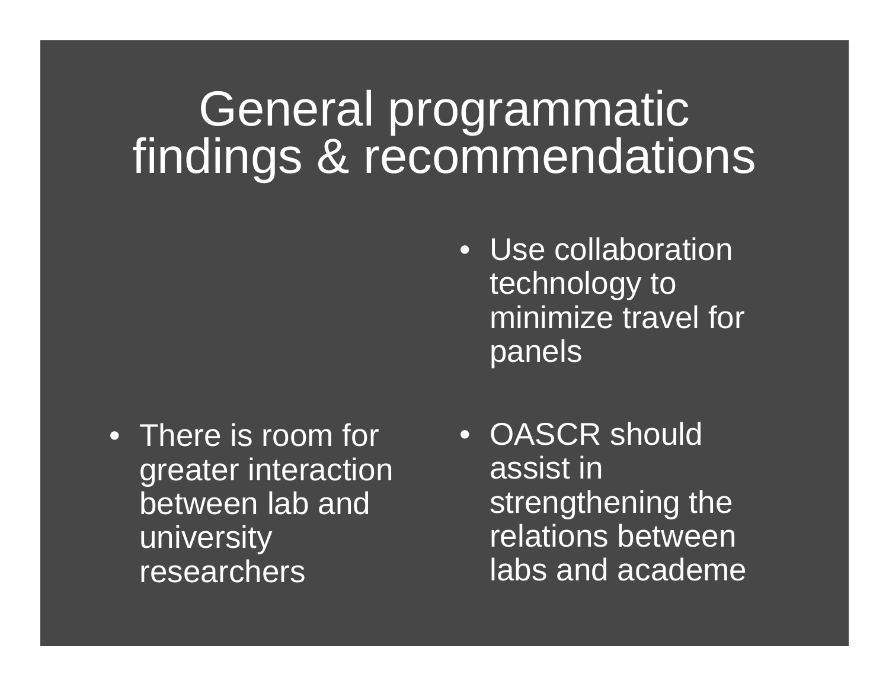# General programmatic findings & recommendations

- Use collaboration technology to minimize travel for panels

- There is room for greater interaction between lab and university researchers

- OASCR should assist in strengthening the relations between labs and academe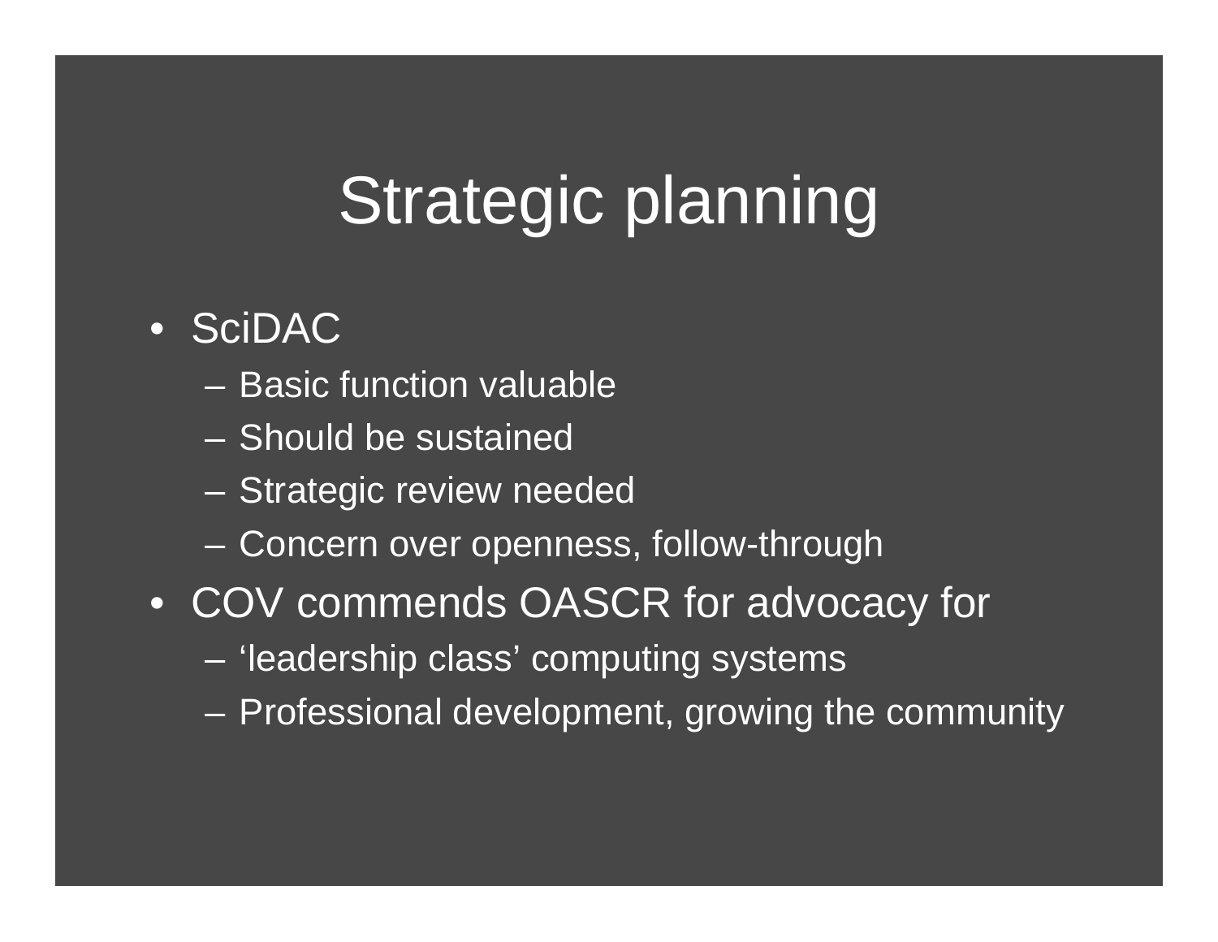# Strategic planning

- SciDAC
  - Basic function valuable
  - Should be sustained
  - Strategic review needed
  - Concern over openness, follow-through
- COV commends OASCR for advocacy for
  - 'leadership class' computing systems
  - Professional development, growing the community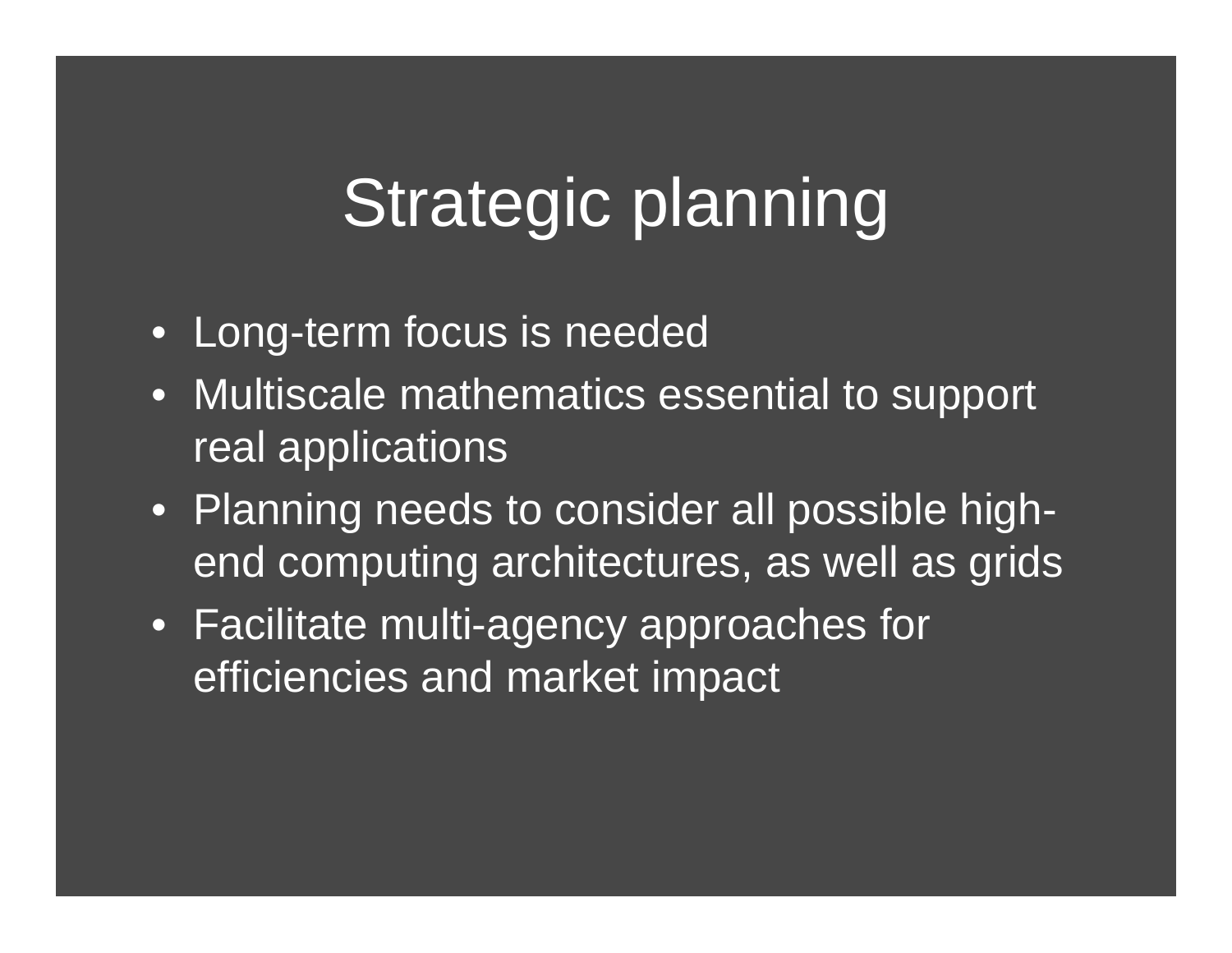# Strategic planning

- Long-term focus is needed
- Multiscale mathematics essential to support real applications
- Planning needs to consider all possible high-end computing architectures, as well as grids
- Facilitate multi-agency approaches for efficiencies and market impact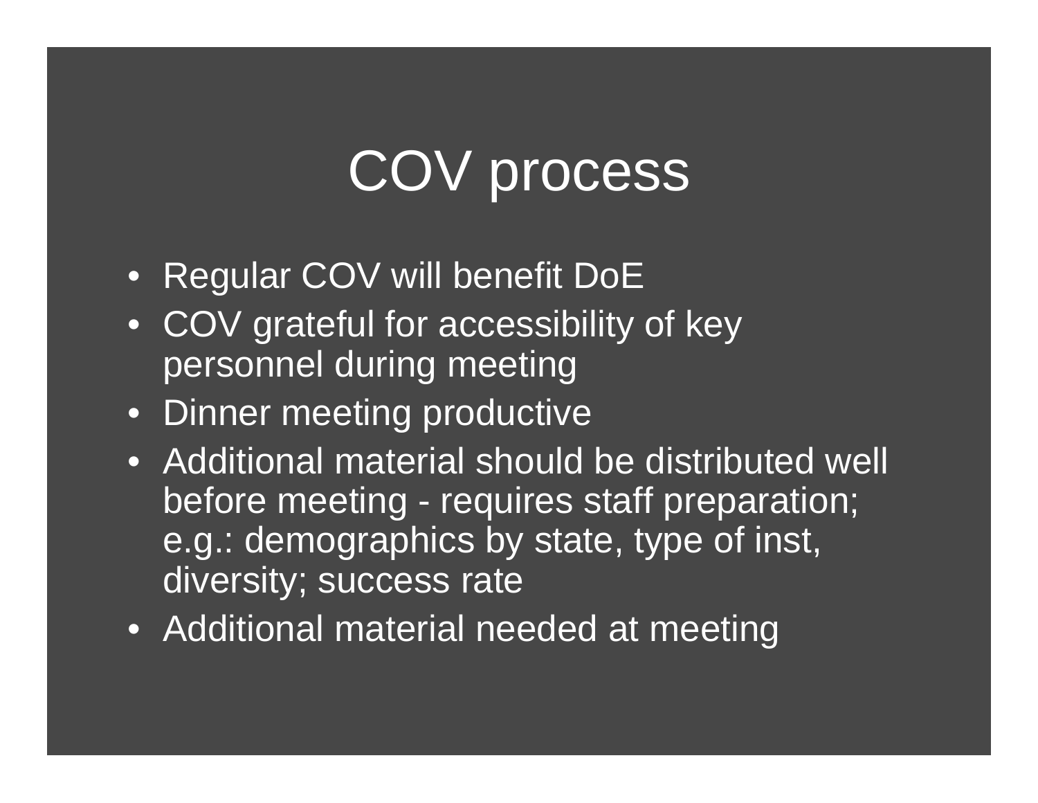# COV process

- Regular COV will benefit DoE
- COV grateful for accessibility of key personnel during meeting
- Dinner meeting productive
- Additional material should be distributed well before meeting - requires staff preparation; e.g.: demographics by state, type of inst, diversity; success rate
- Additional material needed at meeting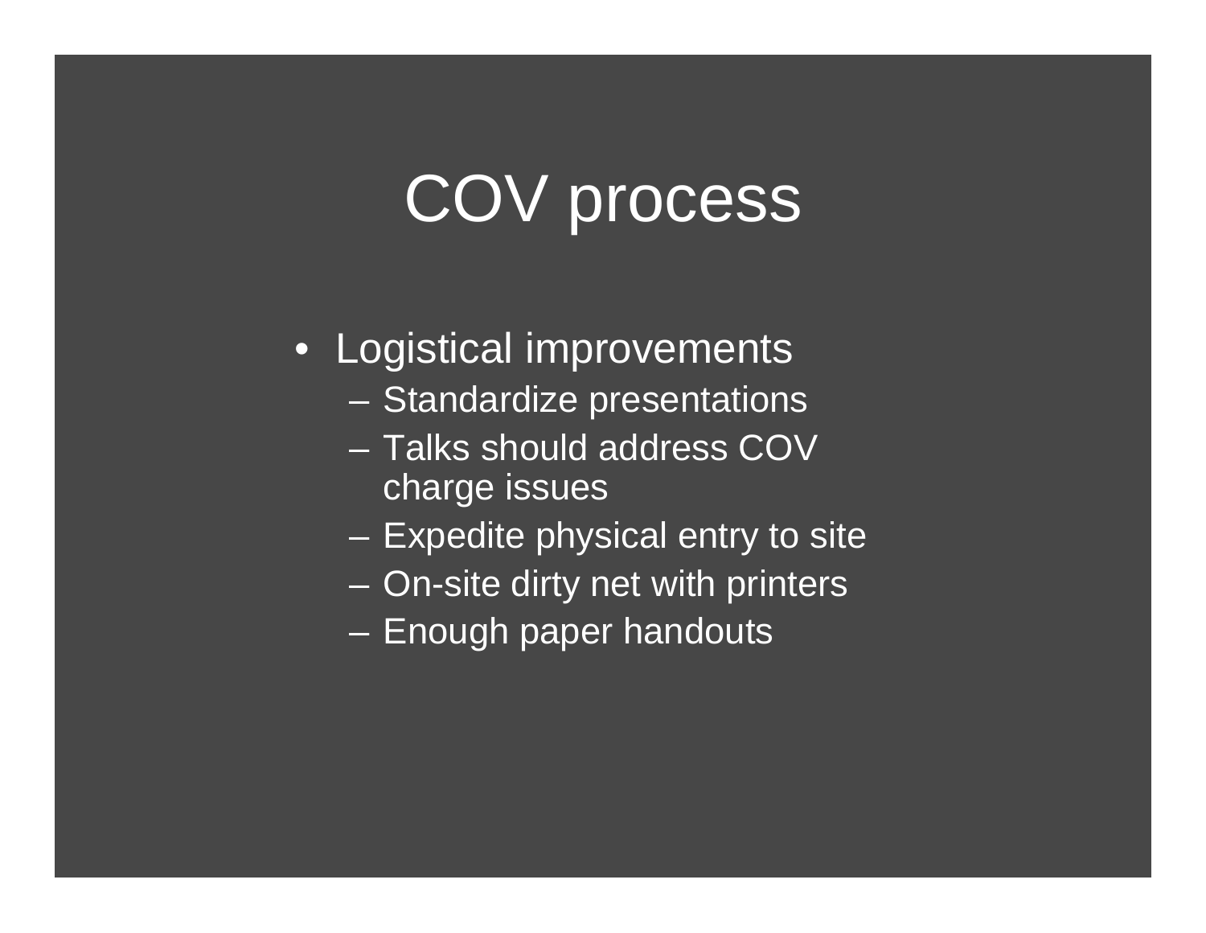# COV process

- Logistical improvements
  - Standardize presentations
  - Talks should address COV charge issues
  - Expedite physical entry to site
  - On-site dirty net with printers
  - Enough paper handouts